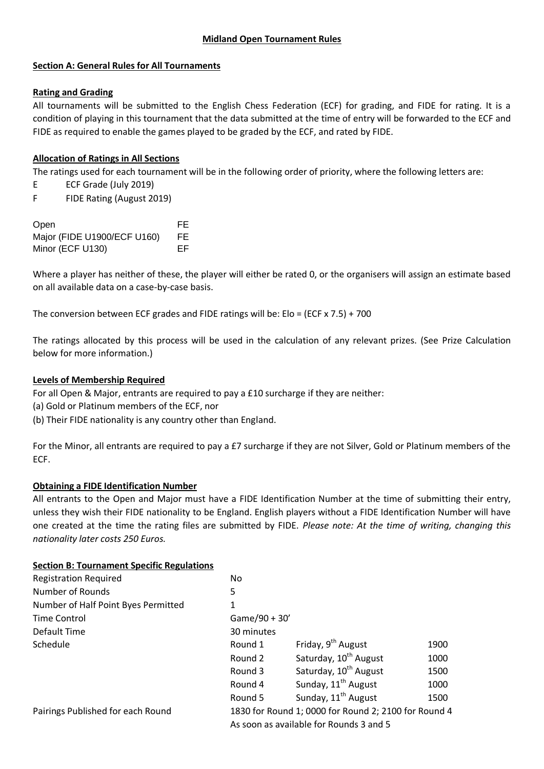# Midland Open Tournament Rules

## Section A: General Rules for All Tournaments

### Rating and Grading

All tournaments will be submitted to the English Chess Federation (ECF) for grading, and FIDE for rating. It is a condition of playing in this tournament that the data submitted at the time of entry will be forwarded to the ECF and FIDE as required to enable the games played to be graded by the ECF, and rated by FIDE.

### Allocation of Ratings in All Sections

The ratings used for each tournament will be in the following order of priority, where the following letters are:

E ECF Grade (July 2019)
F FIDE Rating (August 2019)

| | |
|---|---|
| Open | FE |
| Major (FIDE U1900/ECF U160) | FE |
| Minor (ECF U130) | EF |

Where a player has neither of these, the player will either be rated 0, or the organisers will assign an estimate based on all available data on a case-by-case basis.

The conversion between ECF grades and FIDE ratings will be: Elo = (ECF x 7.5) + 700

The ratings allocated by this process will be used in the calculation of any relevant prizes. (See Prize Calculation below for more information.)

### Levels of Membership Required

For all Open & Major, entrants are required to pay a £10 surcharge if they are neither:

(a) Gold or Platinum members of the ECF, nor
(b) Their FIDE nationality is any country other than England.

For the Minor, all entrants are required to pay a £7 surcharge if they are not Silver, Gold or Platinum members of the ECF.

### Obtaining a FIDE Identification Number

All entrants to the Open and Major must have a FIDE Identification Number at the time of submitting their entry, unless they wish their FIDE nationality to be England. English players without a FIDE Identification Number will have one created at the time the rating files are submitted by FIDE. *Please note: At the time of writing, changing this nationality later costs 250 Euros.*

## Section B: Tournament Specific Regulations

| | | | |
|---|---|---|---|
| Registration Required | No | | |
| Number of Rounds | 5 | | |
| Number of Half Point Byes Permitted | 1 | | |
| Time Control | Game/90 + 30' | | |
| Default Time | 30 minutes | | |
| Schedule | Round 1 | Friday, 9th August | 1900 |
| | Round 2 | Saturday, 10th August | 1000 |
| | Round 3 | Saturday, 10th August | 1500 |
| | Round 4 | Sunday, 11th August | 1000 |
| | Round 5 | Sunday, 11th August | 1500 |
| Pairings Published for each Round | 1830 for Round 1; 0000 for Round 2; 2100 for Round 4 | | |
| | As soon as available for Rounds 3 and 5 | | |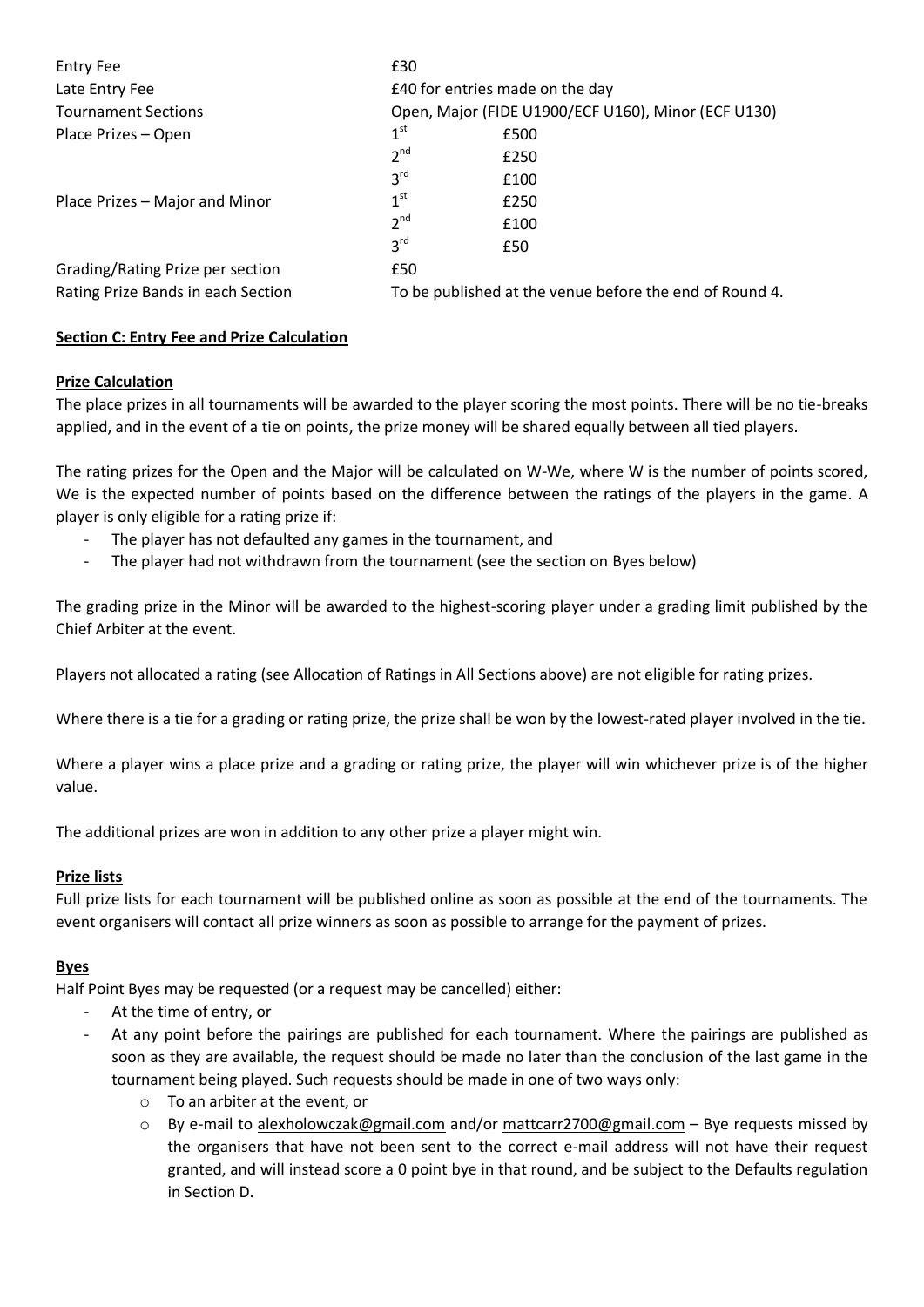| | | |
|---|---|---|
| Entry Fee | £30 | |
| Late Entry Fee | £40 for entries made on the day | |
| Tournament Sections | Open, Major (FIDE U1900/ECF U160), Minor (ECF U130) | |
| Place Prizes – Open | 1st | £500 |
| | 2nd | £250 |
| | 3rd | £100 |
| Place Prizes – Major and Minor | 1st | £250 |
| | 2nd | £100 |
| | 3rd | £50 |
| Grading/Rating Prize per section | £50 | |
| Rating Prize Bands in each Section | To be published at the venue before the end of Round 4. | |

## Section C: Entry Fee and Prize Calculation

### Prize Calculation

The place prizes in all tournaments will be awarded to the player scoring the most points. There will be no tie-breaks applied, and in the event of a tie on points, the prize money will be shared equally between all tied players.

The rating prizes for the Open and the Major will be calculated on W-We, where W is the number of points scored, We is the expected number of points based on the difference between the ratings of the players in the game. A player is only eligible for a rating prize if:

- The player has not defaulted any games in the tournament, and
- The player had not withdrawn from the tournament (see the section on Byes below)

The grading prize in the Minor will be awarded to the highest-scoring player under a grading limit published by the Chief Arbiter at the event.

Players not allocated a rating (see Allocation of Ratings in All Sections above) are not eligible for rating prizes.

Where there is a tie for a grading or rating prize, the prize shall be won by the lowest-rated player involved in the tie.

Where a player wins a place prize and a grading or rating prize, the player will win whichever prize is of the higher value.

The additional prizes are won in addition to any other prize a player might win.

### Prize lists

Full prize lists for each tournament will be published online as soon as possible at the end of the tournaments. The event organisers will contact all prize winners as soon as possible to arrange for the payment of prizes.

### Byes

Half Point Byes may be requested (or a request may be cancelled) either:

- At the time of entry, or
- At any point before the pairings are published for each tournament. Where the pairings are published as soon as they are available, the request should be made no later than the conclusion of the last game in the tournament being played. Such requests should be made in one of two ways only:
  - To an arbiter at the event, or
  - By e-mail to alexholowczak@gmail.com and/or mattcarr2700@gmail.com – Bye requests missed by the organisers that have not been sent to the correct e-mail address will not have their request granted, and will instead score a 0 point bye in that round, and be subject to the Defaults regulation in Section D.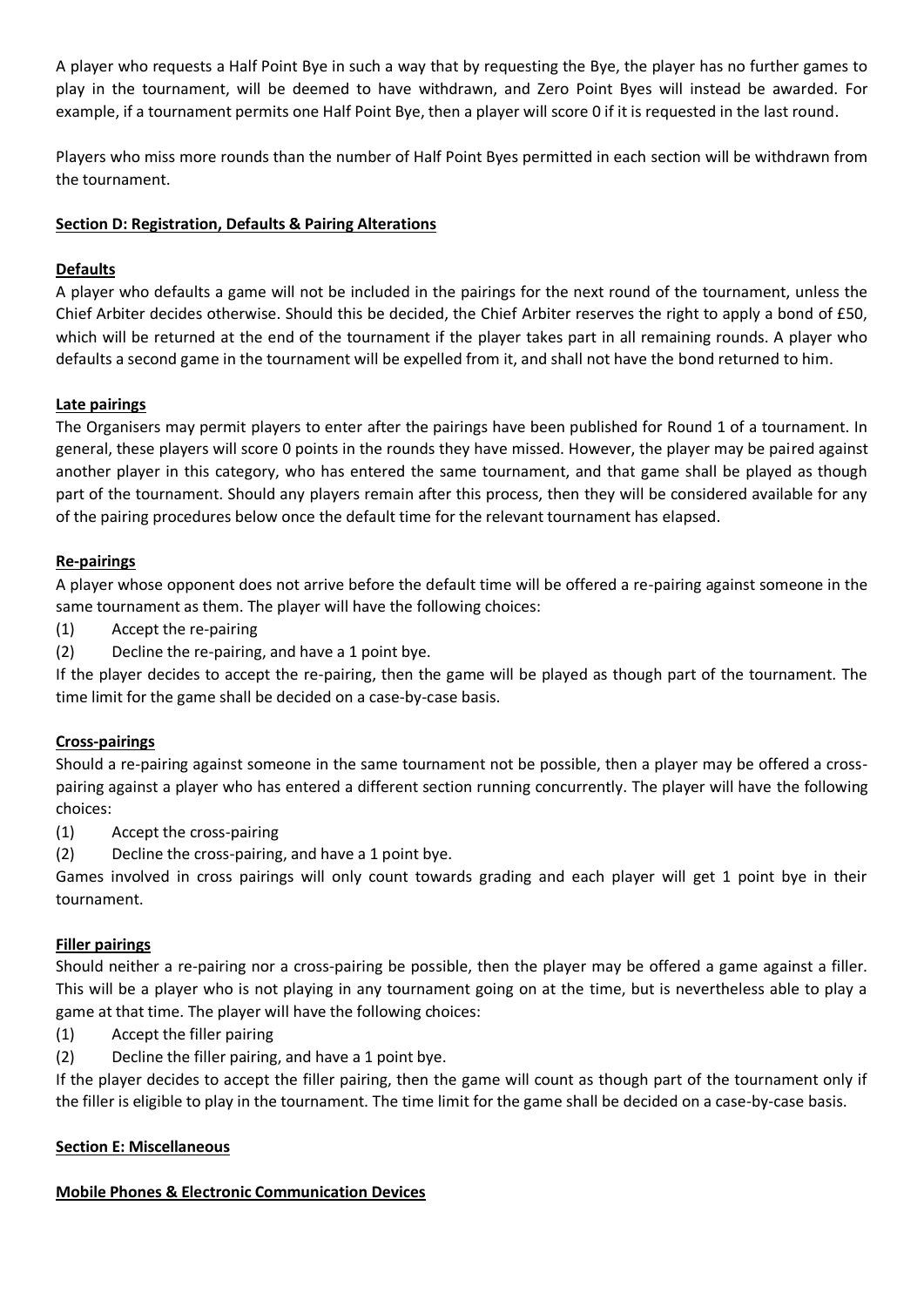A player who requests a Half Point Bye in such a way that by requesting the Bye, the player has no further games to play in the tournament, will be deemed to have withdrawn, and Zero Point Byes will instead be awarded. For example, if a tournament permits one Half Point Bye, then a player will score 0 if it is requested in the last round.

Players who miss more rounds than the number of Half Point Byes permitted in each section will be withdrawn from the tournament.

## Section D: Registration, Defaults & Pairing Alterations

### Defaults

A player who defaults a game will not be included in the pairings for the next round of the tournament, unless the Chief Arbiter decides otherwise. Should this be decided, the Chief Arbiter reserves the right to apply a bond of £50, which will be returned at the end of the tournament if the player takes part in all remaining rounds. A player who defaults a second game in the tournament will be expelled from it, and shall not have the bond returned to him.

### Late pairings

The Organisers may permit players to enter after the pairings have been published for Round 1 of a tournament. In general, these players will score 0 points in the rounds they have missed. However, the player may be paired against another player in this category, who has entered the same tournament, and that game shall be played as though part of the tournament. Should any players remain after this process, then they will be considered available for any of the pairing procedures below once the default time for the relevant tournament has elapsed.

### Re-pairings

A player whose opponent does not arrive before the default time will be offered a re-pairing against someone in the same tournament as them. The player will have the following choices:

(1) Accept the re-pairing

(2) Decline the re-pairing, and have a 1 point bye.

If the player decides to accept the re-pairing, then the game will be played as though part of the tournament. The time limit for the game shall be decided on a case-by-case basis.

### Cross-pairings

Should a re-pairing against someone in the same tournament not be possible, then a player may be offered a cross-pairing against a player who has entered a different section running concurrently. The player will have the following choices:

(1) Accept the cross-pairing

(2) Decline the cross-pairing, and have a 1 point bye.

Games involved in cross pairings will only count towards grading and each player will get 1 point bye in their tournament.

### Filler pairings

Should neither a re-pairing nor a cross-pairing be possible, then the player may be offered a game against a filler. This will be a player who is not playing in any tournament going on at the time, but is nevertheless able to play a game at that time. The player will have the following choices:

(1) Accept the filler pairing

(2) Decline the filler pairing, and have a 1 point bye.

If the player decides to accept the filler pairing, then the game will count as though part of the tournament only if the filler is eligible to play in the tournament. The time limit for the game shall be decided on a case-by-case basis.

## Section E: Miscellaneous

### Mobile Phones & Electronic Communication Devices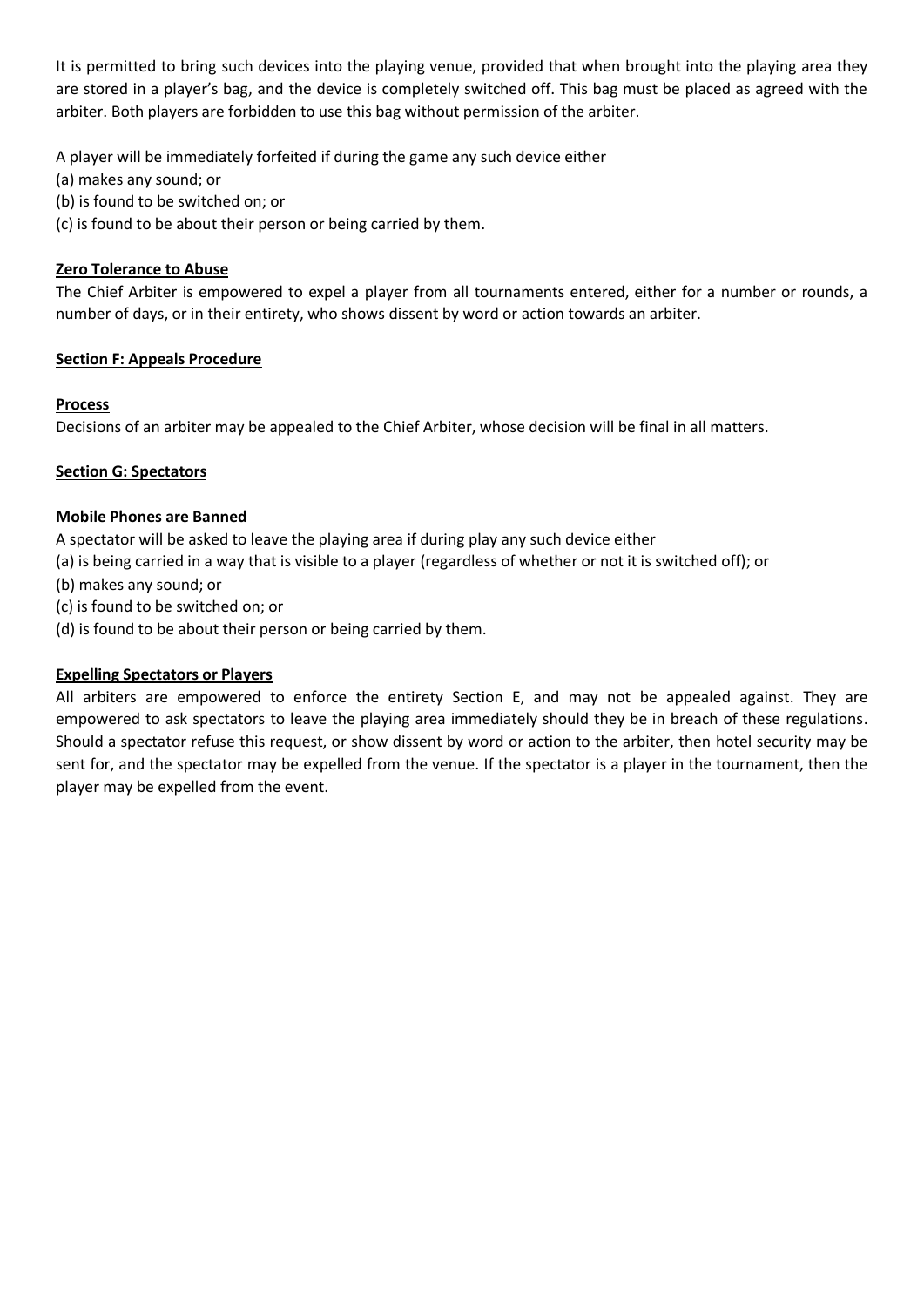It is permitted to bring such devices into the playing venue, provided that when brought into the playing area they are stored in a player's bag, and the device is completely switched off. This bag must be placed as agreed with the arbiter. Both players are forbidden to use this bag without permission of the arbiter.

A player will be immediately forfeited if during the game any such device either
(a) makes any sound; or
(b) is found to be switched on; or
(c) is found to be about their person or being carried by them.

**Zero Tolerance to Abuse**

The Chief Arbiter is empowered to expel a player from all tournaments entered, either for a number or rounds, a number of days, or in their entirety, who shows dissent by word or action towards an arbiter.

## Section F: Appeals Procedure

**Process**

Decisions of an arbiter may be appealed to the Chief Arbiter, whose decision will be final in all matters.

## Section G: Spectators

**Mobile Phones are Banned**

A spectator will be asked to leave the playing area if during play any such device either
(a) is being carried in a way that is visible to a player (regardless of whether or not it is switched off); or
(b) makes any sound; or
(c) is found to be switched on; or
(d) is found to be about their person or being carried by them.

**Expelling Spectators or Players**

All arbiters are empowered to enforce the entirety Section E, and may not be appealed against. They are empowered to ask spectators to leave the playing area immediately should they be in breach of these regulations. Should a spectator refuse this request, or show dissent by word or action to the arbiter, then hotel security may be sent for, and the spectator may be expelled from the venue. If the spectator is a player in the tournament, then the player may be expelled from the event.